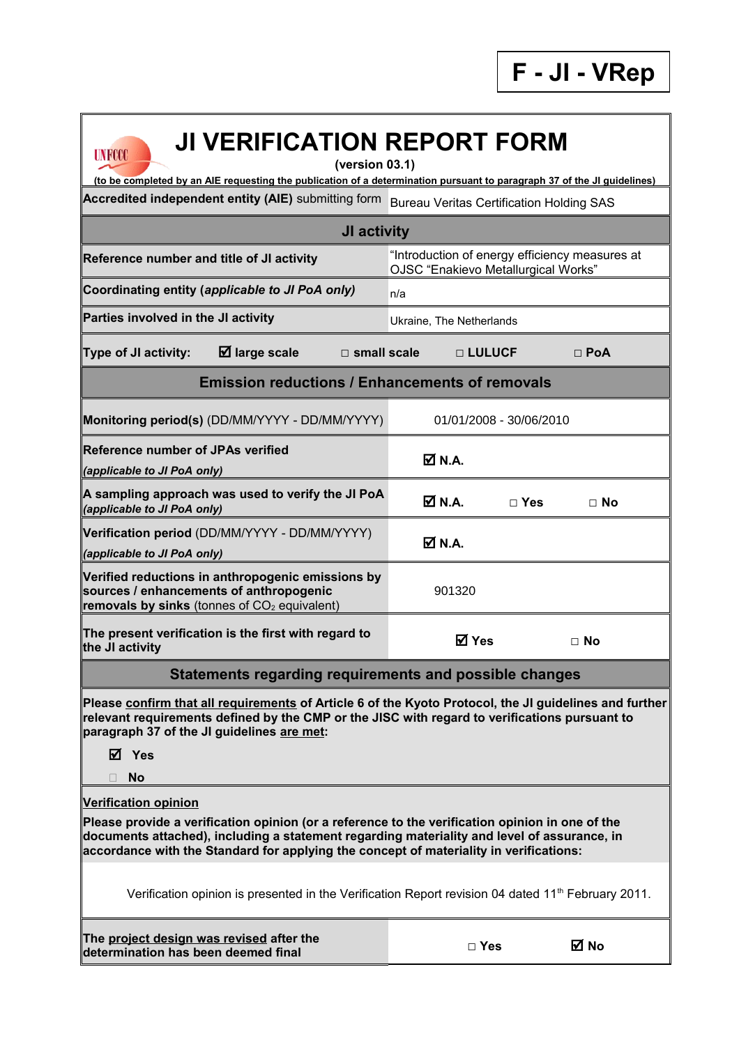**F - JI - VRep**

# JI VERIFICATION REPORT FORM

**(version 03.1)**

**(to be completed by an AIE requesting the publication of a determination pursuant to paragraph 37 of the JI guidelines)**

| | |
|---|---|
| **Accredited independent entity (AIE)** submitting form | Bureau Veritas Certification Holding SAS |
| **JI activity** | |
| **Reference number and title of JI activity** | "Introduction of energy efficiency measures at OJSC "Enakievo Metallurgical Works" |
| **Coordinating entity (*applicable to JI PoA only*)** | n/a |
| **Parties involved in the JI activity** | Ukraine, The Netherlands |
| **Type of JI activity:** ☑ **large scale** □ **small scale** □ **LULUCF** □ **PoA** | |
| **Emission reductions / Enhancements of removals** | |
| **Monitoring period(s)** (DD/MM/YYYY - DD/MM/YYYY) | 01/01/2008 - 30/06/2010 |
| **Reference number of JPAs verified** *(applicable to JI PoA only)* | ☑ **N.A.** |
| **A sampling approach was used to verify the JI PoA** *(applicable to JI PoA only)* | ☑ **N.A.** □ **Yes** □ **No** |
| **Verification period** (DD/MM/YYYY - DD/MM/YYYY) *(applicable to JI PoA only)* | ☑ **N.A.** |
| **Verified reductions in anthropogenic emissions by sources / enhancements of anthropogenic removals by sinks** (tonnes of $CO_2$ equivalent) | 901320 |
| **The present verification is the first with regard to the JI activity** | ☑ **Yes** □ **No** |

## Statements regarding requirements and possible changes

**Please confirm that all requirements of Article 6 of the Kyoto Protocol, the JI guidelines and further relevant requirements defined by the CMP or the JISC with regard to verifications pursuant to paragraph 37 of the JI guidelines are met:**

☑ **Yes**

□ **No**

**Verification opinion**

**Please provide a verification opinion (or a reference to the verification opinion in one of the documents attached), including a statement regarding materiality and level of assurance, in accordance with the Standard for applying the concept of materiality in verifications:**

Verification opinion is presented in the Verification Report revision 04 dated 11th February 2011.

| | |
|---|---|
| **The project design was revised after the determination has been deemed final** | □ **Yes** ☑ **No** |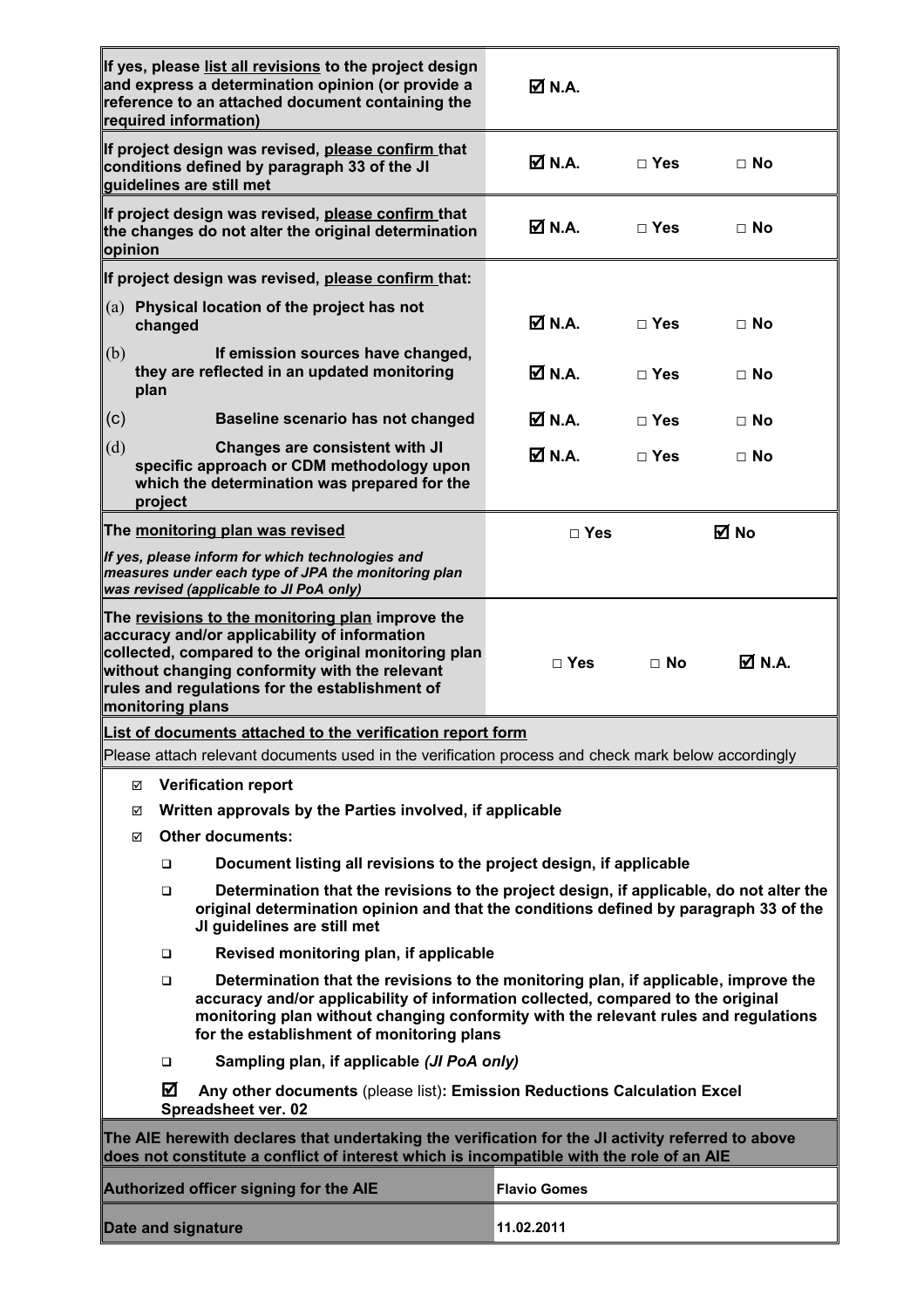| | | | |
|---|---|---|---|
| **If yes, please <u>list all revisions</u> to the project design and express a determination opinion (or provide a reference to an attached document containing the required information)** | ☑ **N.A.** | | |
| **If project design was revised, <u>please confirm</u> that conditions defined by paragraph 33 of the JI guidelines are still met** | ☑ **N.A.** | □ **Yes** | □ **No** |
| **If project design was revised, <u>please confirm</u> that the changes do not alter the original determination opinion** | ☑ **N.A.** | □ **Yes** | □ **No** |
| **If project design was revised, <u>please confirm</u> that:** | | | |
| (a) **Physical location of the project has not changed** | ☑ **N.A.** | □ **Yes** | □ **No** |
| (b) **If emission sources have changed, they are reflected in an updated monitoring plan** | ☑ **N.A.** | □ **Yes** | □ **No** |
| (c) **Baseline scenario has not changed** | ☑ **N.A.** | □ **Yes** | □ **No** |
| (d) **Changes are consistent with JI specific approach or CDM methodology upon which the determination was prepared for the project** | ☑ **N.A.** | □ **Yes** | □ **No** |
| **The <u>monitoring plan was revised</u>** *If yes, please inform for which technologies and measures under each type of JPA the monitoring plan was revised (applicable to JI PoA only)* | □ **Yes** | | ☑ **No** |
| **The <u>revisions to the monitoring plan</u> improve the accuracy and/or applicability of information collected, compared to the original monitoring plan without changing conformity with the relevant rules and regulations for the establishment of monitoring plans** | □ **Yes** | □ **No** | ☑ **N.A.** |

**<u>List of documents attached to the verification report form</u>**

Please attach relevant documents used in the verification process and check mark below accordingly

- ☑ **Verification report**
- ☑ **Written approvals by the Parties involved, if applicable**
- ☑ **Other documents:**
  - ❑ **Document listing all revisions to the project design, if applicable**
  - ❑ **Determination that the revisions to the project design, if applicable, do not alter the original determination opinion and that the conditions defined by paragraph 33 of the JI guidelines are still met**
  - ❑ **Revised monitoring plan, if applicable**
  - ❑ **Determination that the revisions to the monitoring plan, if applicable, improve the accuracy and/or applicability of information collected, compared to the original monitoring plan without changing conformity with the relevant rules and regulations for the establishment of monitoring plans**
  - ❑ **Sampling plan, if applicable** ***(JI PoA only)***
  - ☑ **Any other documents** (please list)**: Emission Reductions Calculation Excel Spreadsheet ver. 02**

**The AIE herewith declares that undertaking the verification for the JI activity referred to above does not constitute a conflict of interest which is incompatible with the role of an AIE**

| | |
|---|---|
| **Authorized officer signing for the AIE** | **Flavio Gomes** |
| **Date and signature** | **11.02.2011** |